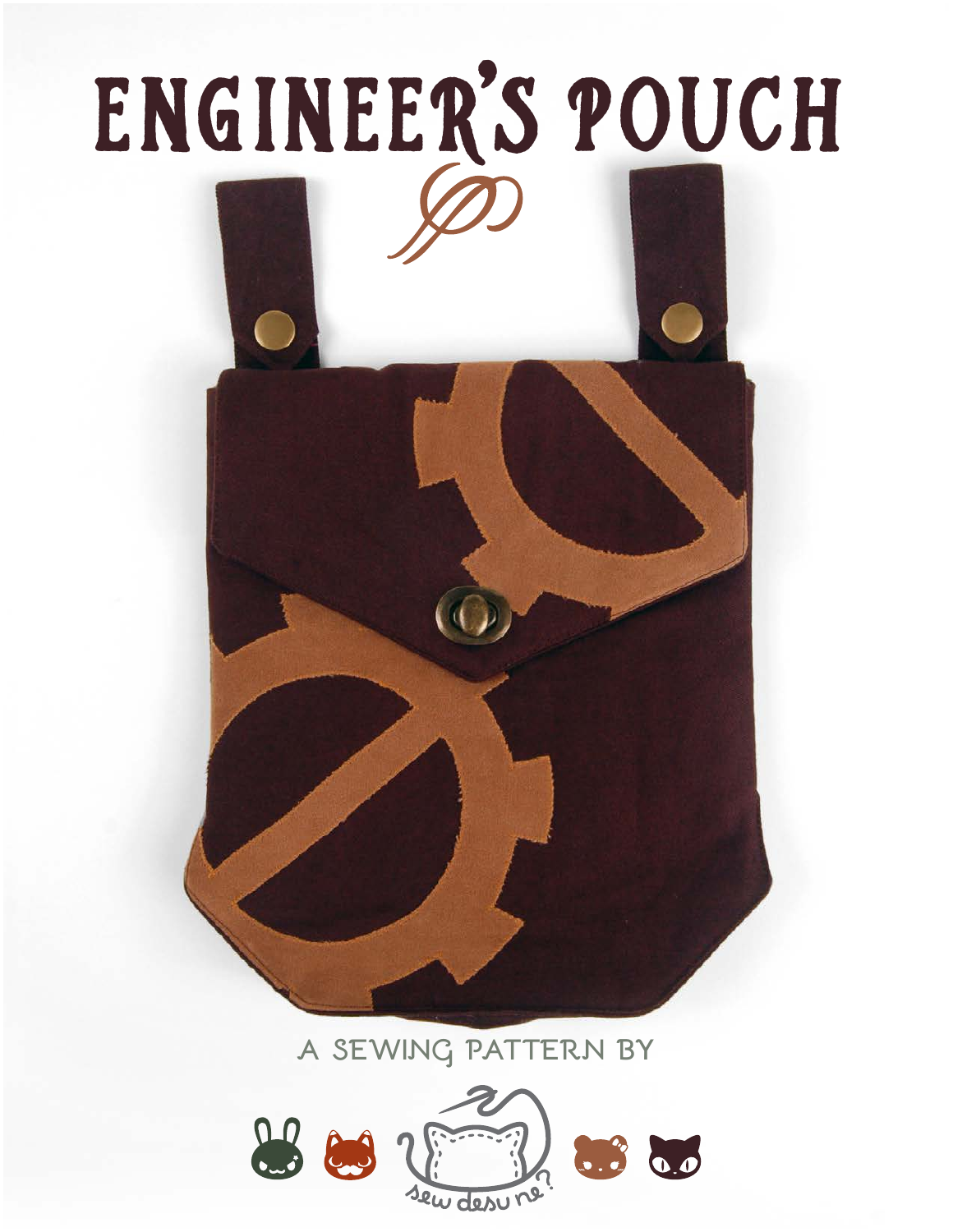# ENGINEER'S POUCH

A SEWING PATTERN BY

sew desu ne?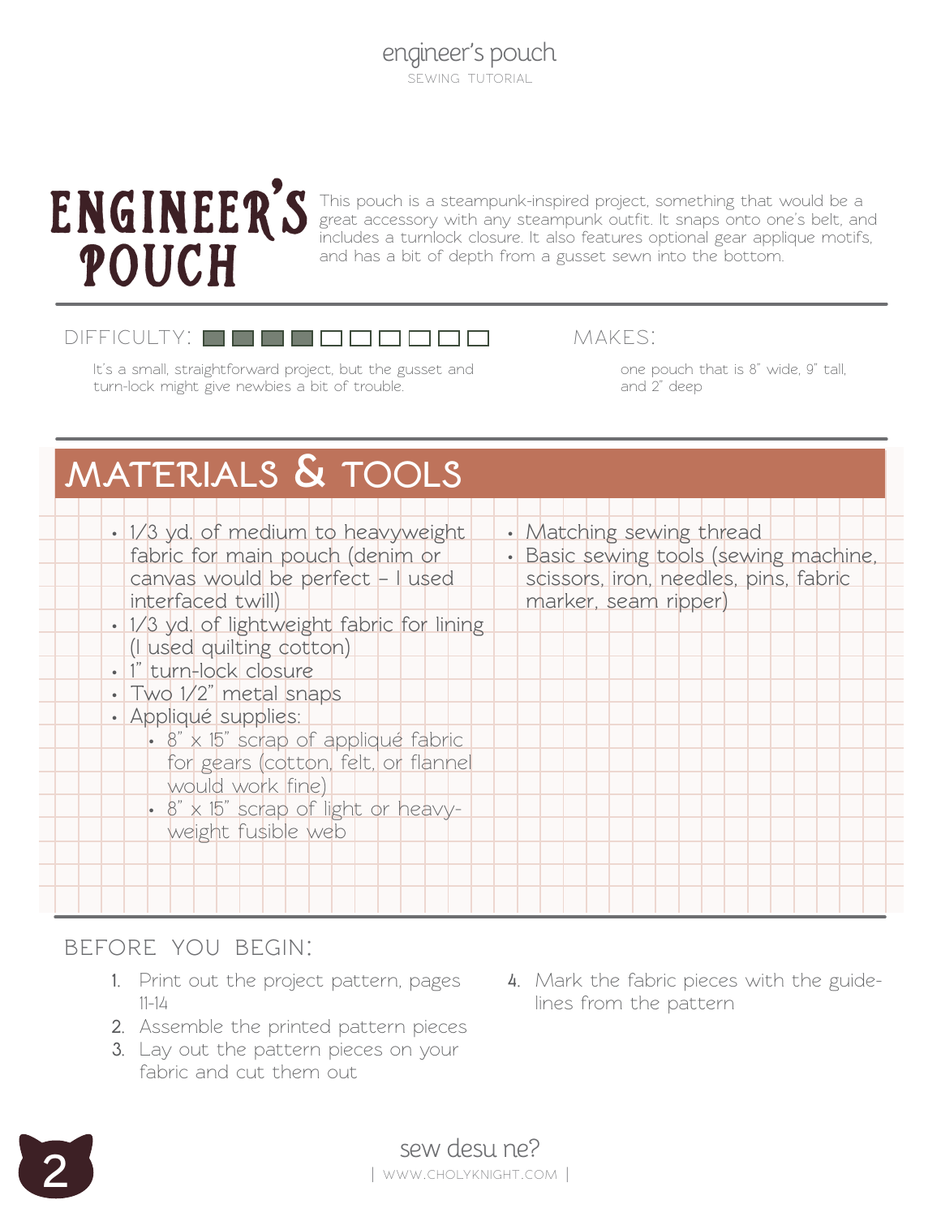# ENGINEER'S POUCH

This pouch is a steampunk-inspired project, something that would be a great accessory with any steampunk outfit. It snaps onto one's belt, and includes a turnlock closure. It also features optional gear applique motifs, and has a bit of depth from a gusset sewn into the bottom.

DIFFICULTY: ■■■■□□□□□□

It's a small, straightforward project, but the gusset and turn-lock might give newbies a bit of trouble.

MAKES:

one pouch that is 8" wide, 9" tall, and 2" deep

## MATERIALS & TOOLS

- 1/3 yd. of medium to heavyweight fabric for main pouch (denim or canvas would be perfect – I used interfaced twill)
- 1/3 yd. of lightweight fabric for lining (I used quilting cotton)
- 1" turn-lock closure
- Two 1/2" metal snaps
- Appliqué supplies:
  - 8" x 15" scrap of appliqué fabric for gears (cotton, felt, or flannel would work fine)
  - 8" x 15" scrap of light or heavy-weight fusible web
- Matching sewing thread
- Basic sewing tools (sewing machine, scissors, iron, needles, pins, fabric marker, seam ripper)

## BEFORE YOU BEGIN:

1. Print out the project pattern, pages 11-14
2. Assemble the printed pattern pieces
3. Lay out the pattern pieces on your fabric and cut them out
4. Mark the fabric pieces with the guidelines from the pattern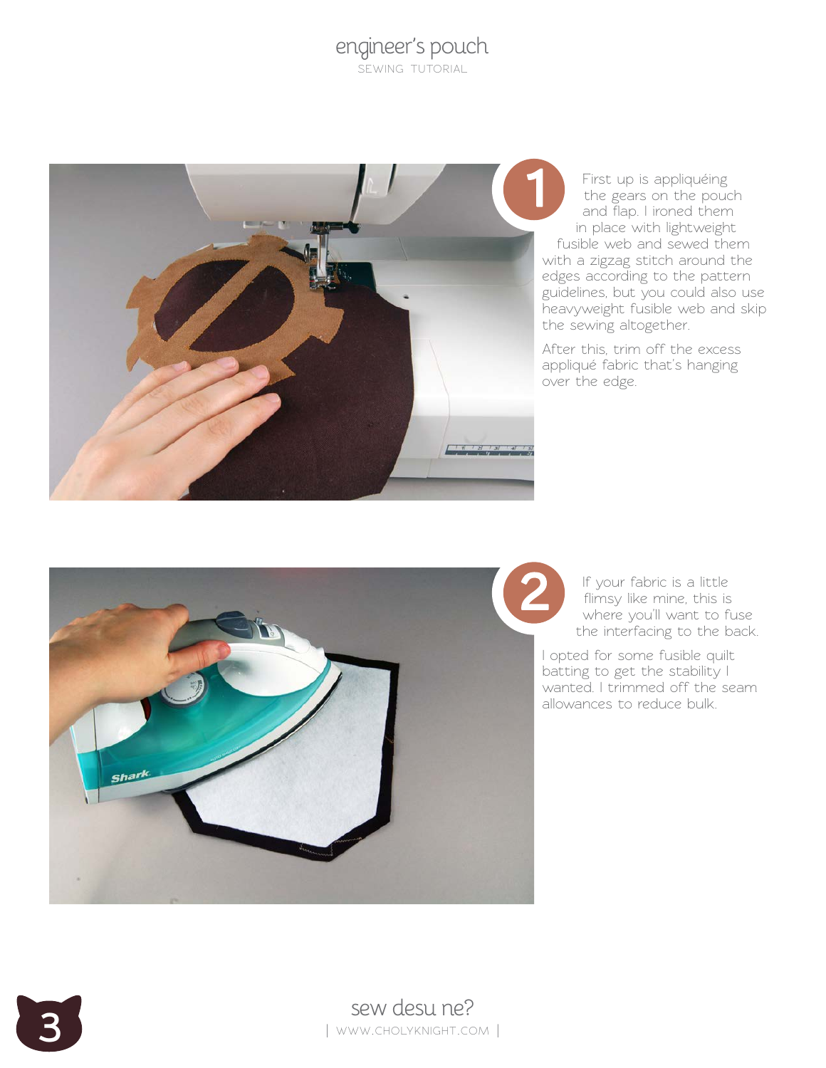**1**

First up is appliquéing the gears on the pouch and flap. I ironed them in place with lightweight fusible web and sewed them with a zigzag stitch around the edges according to the pattern guidelines, but you could also use heavyweight fusible web and skip the sewing altogether.

After this, trim off the excess appliqué fabric that's hanging over the edge.

**2**

If your fabric is a little flimsy like mine, this is where you'll want to fuse the interfacing to the back.

I opted for some fusible quilt batting to get the stability I wanted. I trimmed off the seam allowances to reduce bulk.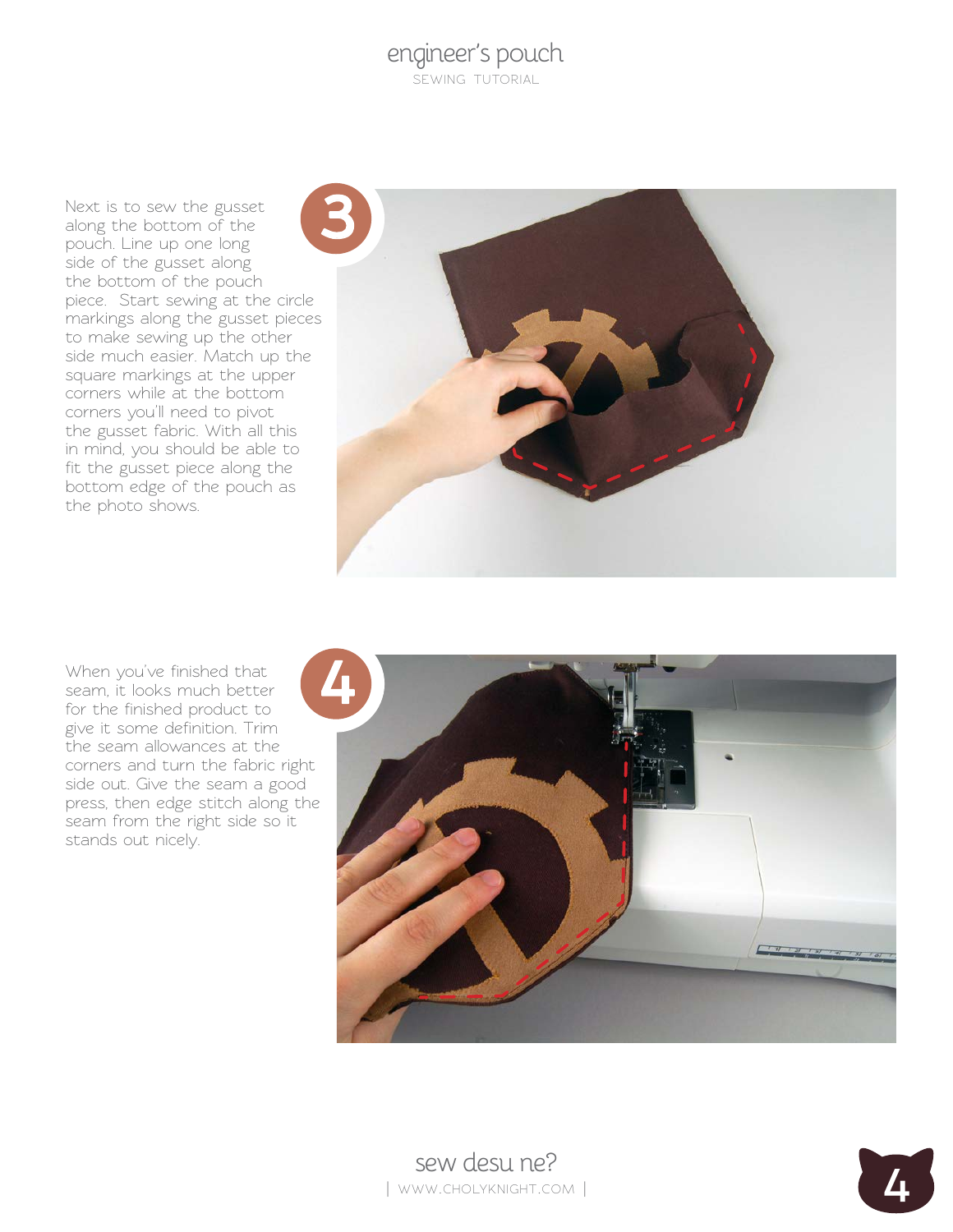**3**

Next is to sew the gusset along the bottom of the pouch. Line up one long side of the gusset along the bottom of the pouch piece. Start sewing at the circle markings along the gusset pieces to make sewing up the other side much easier. Match up the square markings at the upper corners while at the bottom corners you'll need to pivot the gusset fabric. With all this in mind, you should be able to fit the gusset piece along the bottom edge of the pouch as the photo shows.

**4**

When you've finished that seam, it looks much better for the finished product to give it some definition. Trim the seam allowances at the corners and turn the fabric right side out. Give the seam a good press, then edge stitch along the seam from the right side so it stands out nicely.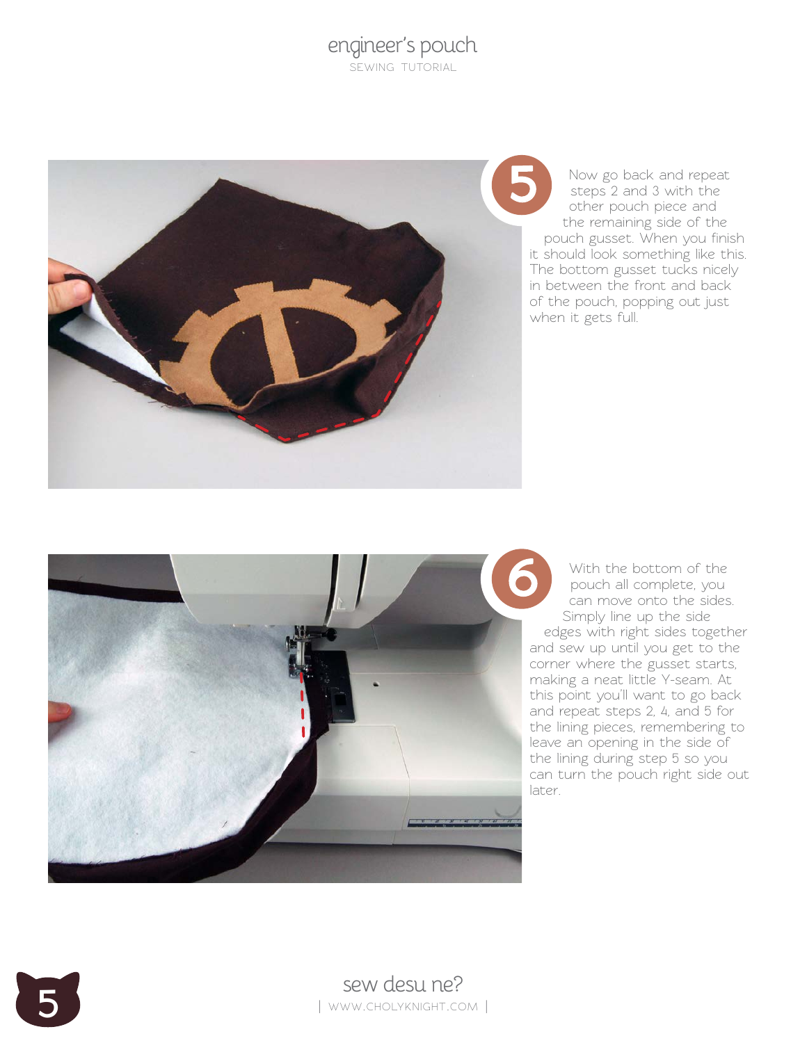## 5

Now go back and repeat steps 2 and 3 with the other pouch piece and the remaining side of the pouch gusset. When you finish it should look something like this. The bottom gusset tucks nicely in between the front and back of the pouch, popping out just when it gets full.

## 6

With the bottom of the pouch all complete, you can move onto the sides. Simply line up the side edges with right sides together and sew up until you get to the corner where the gusset starts, making a neat little Y-seam. At this point you'll want to go back and repeat steps 2, 4, and 5 for the lining pieces, remembering to leave an opening in the side of the lining during step 5 so you can turn the pouch right side out later.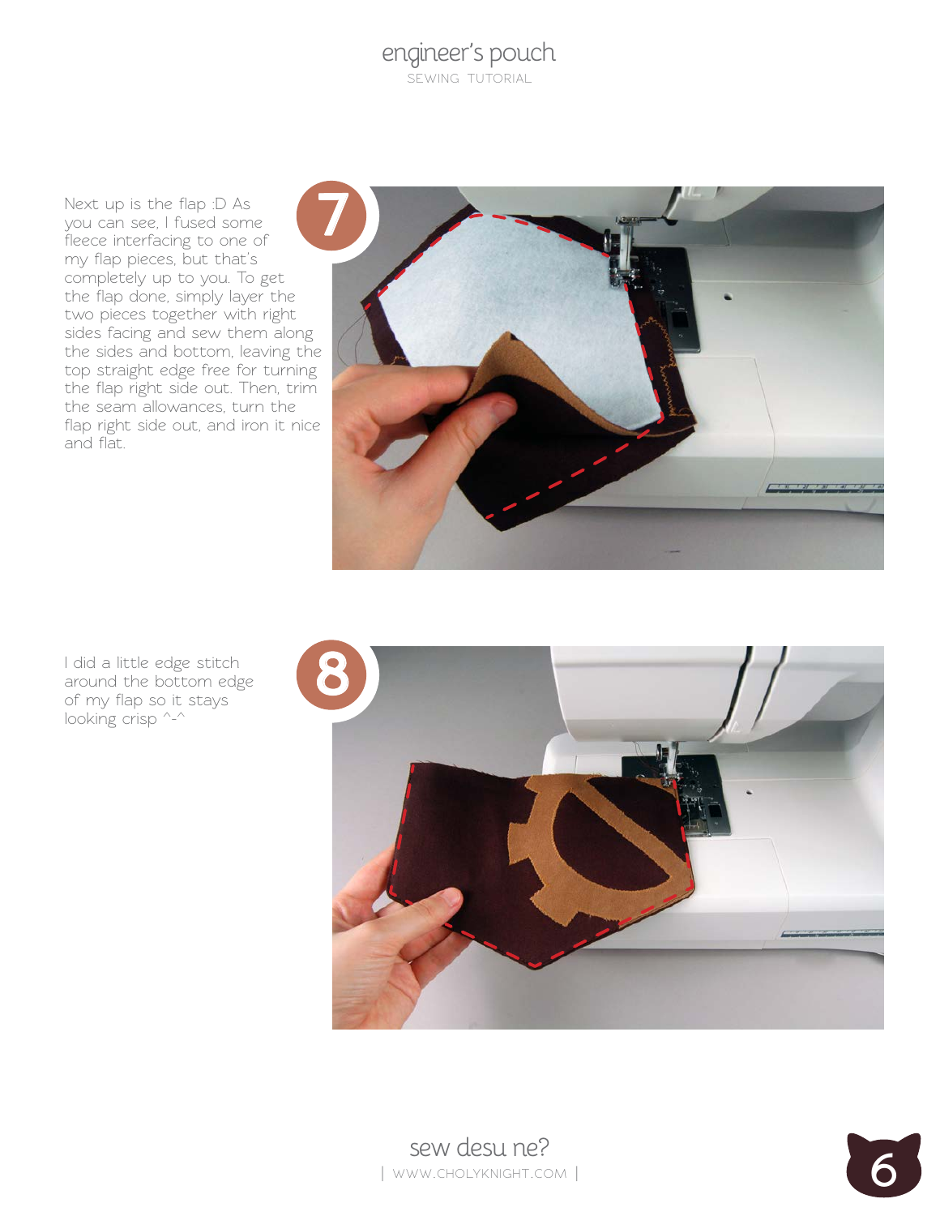**7**

Next up is the flap :D As you can see, I fused some fleece interfacing to one of my flap pieces, but that's completely up to you. To get the flap done, simply layer the two pieces together with right sides facing and sew them along the sides and bottom, leaving the top straight edge free for turning the flap right side out. Then, trim the seam allowances, turn the flap right side out, and iron it nice and flat.

**8**

I did a little edge stitch around the bottom edge of my flap so it stays looking crisp ^-^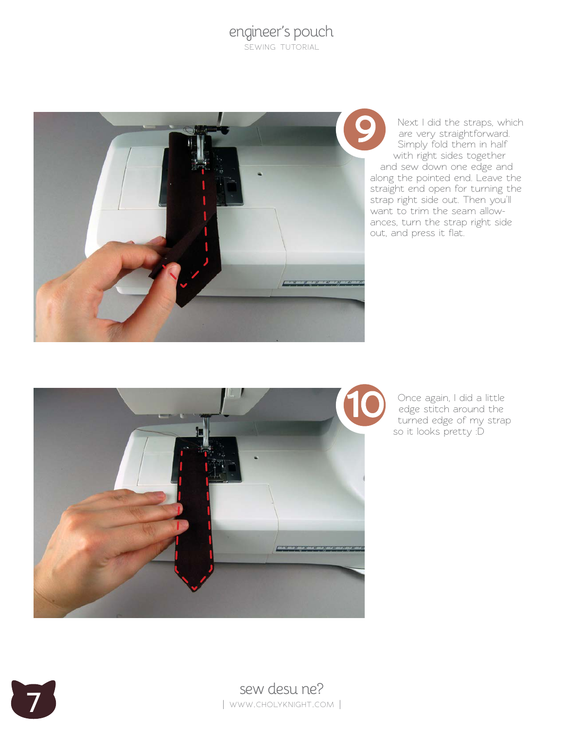**9**

Next I did the straps, which are very straightforward. Simply fold them in half with right sides together and sew down one edge and along the pointed end. Leave the straight end open for turning the strap right side out. Then you'll want to trim the seam allowances, turn the strap right side out, and press it flat.

**10**

Once again, I did a little edge stitch around the turned edge of my strap so it looks pretty :D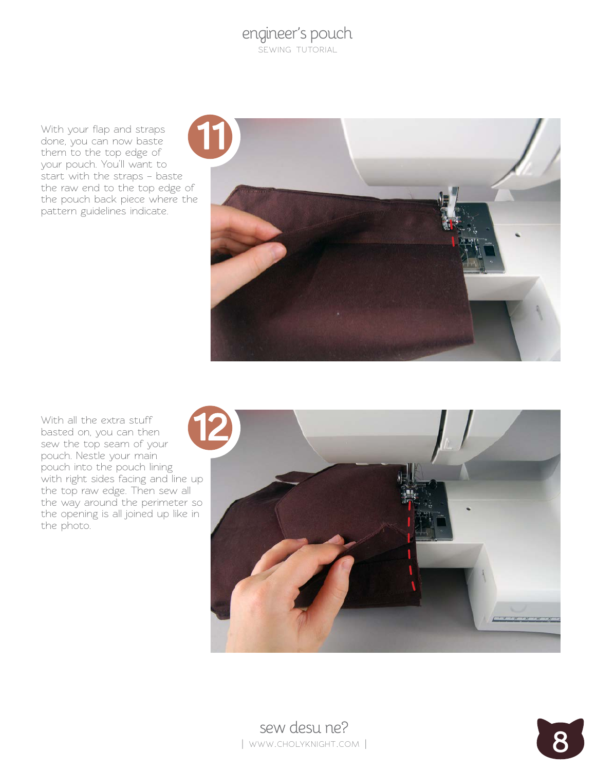**11**

With your flap and straps done, you can now baste them to the top edge of your pouch. You'll want to start with the straps – baste the raw end to the top edge of the pouch back piece where the pattern guidelines indicate.

**12**

With all the extra stuff basted on, you can then sew the top seam of your pouch. Nestle your main pouch into the pouch lining with right sides facing and line up the top raw edge. Then sew all the way around the perimeter so the opening is all joined up like in the photo.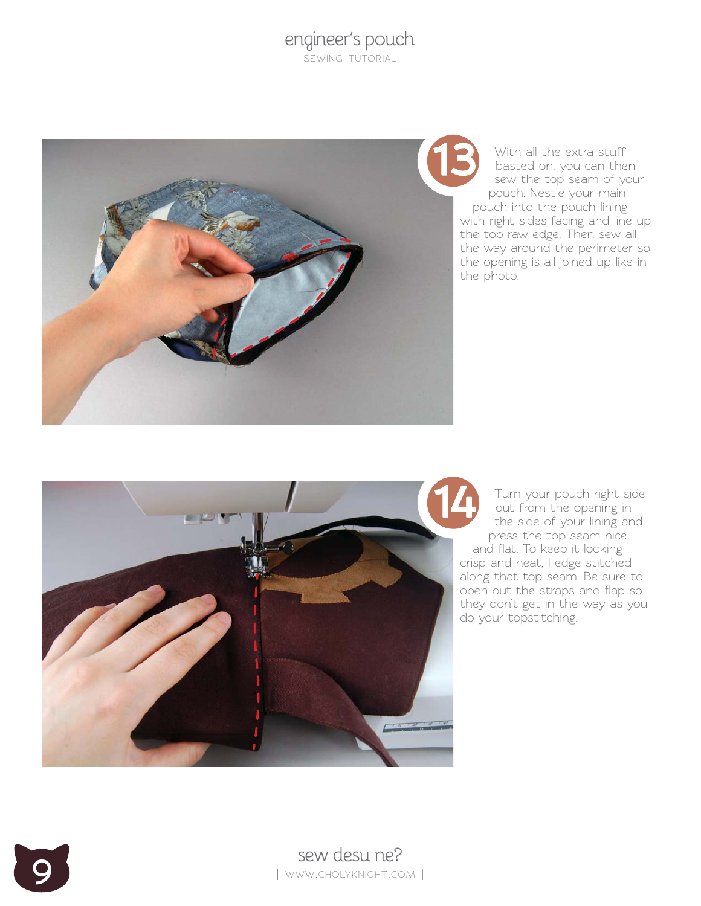**13** With all the extra stuff basted on, you can then sew the top seam of your pouch. Nestle your main pouch into the pouch lining with right sides facing and line up the top raw edge. Then sew all the way around the perimeter so the opening is all joined up like in the photo.

**14** Turn your pouch right side out from the opening in the side of your lining and press the top seam nice and flat. To keep it looking crisp and neat, I edge stitched along that top seam. Be sure to open out the straps and flap so they don't get in the way as you do your topstitching.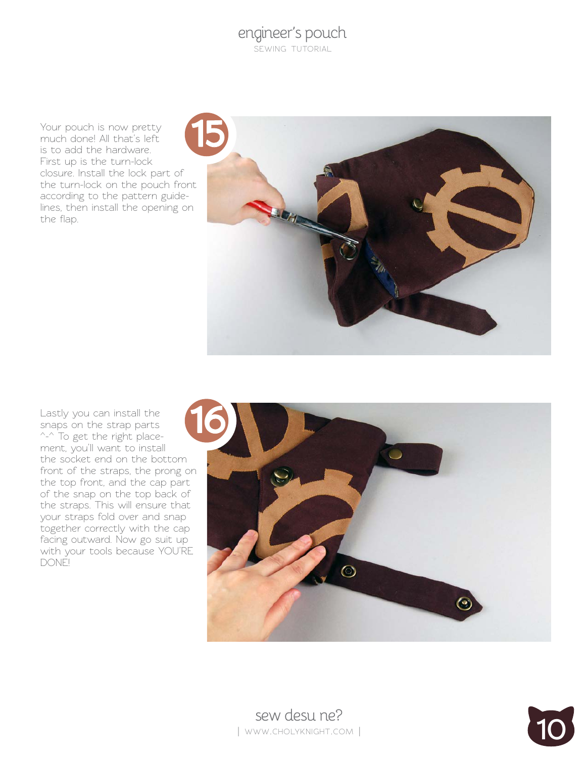**15**

Your pouch is now pretty much done! All that's left is to add the hardware. First up is the turn-lock closure. Install the lock part of the turn-lock on the pouch front according to the pattern guidelines, then install the opening on the flap.

**16**

Lastly you can install the snaps on the strap parts ^-^ To get the right placement, you'll want to install the socket end on the bottom front of the straps, the prong on the top front, and the cap part of the snap on the top back of the straps. This will ensure that your straps fold over and snap together correctly with the cap facing outward. Now go suit up with your tools because YOU'RE DONE!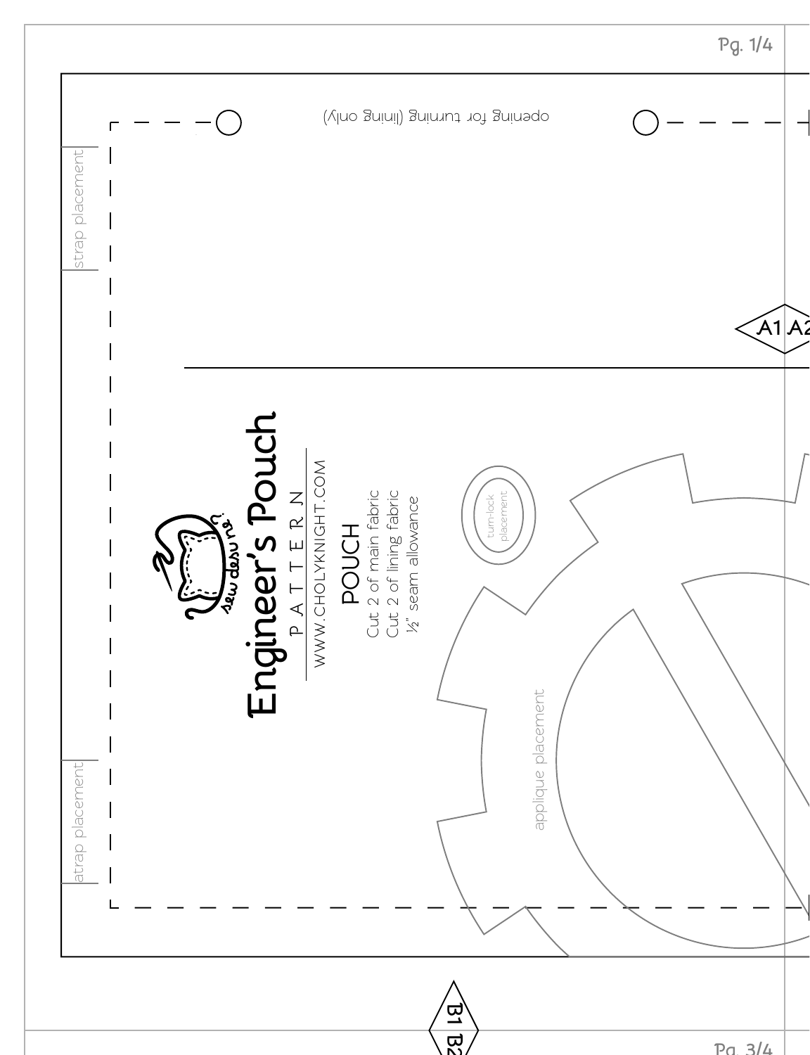opening for turning (lining only)

strap placement

# Engineer's Pouch

P A T T E R N

WWW.CHOLYKNIGHT.COM

## POUCH

Cut 2 of main fabric
Cut 2 of lining fabric
½" seam allowance

turn-lock placement

applique placement

strap placement

A1 A2

B1 B2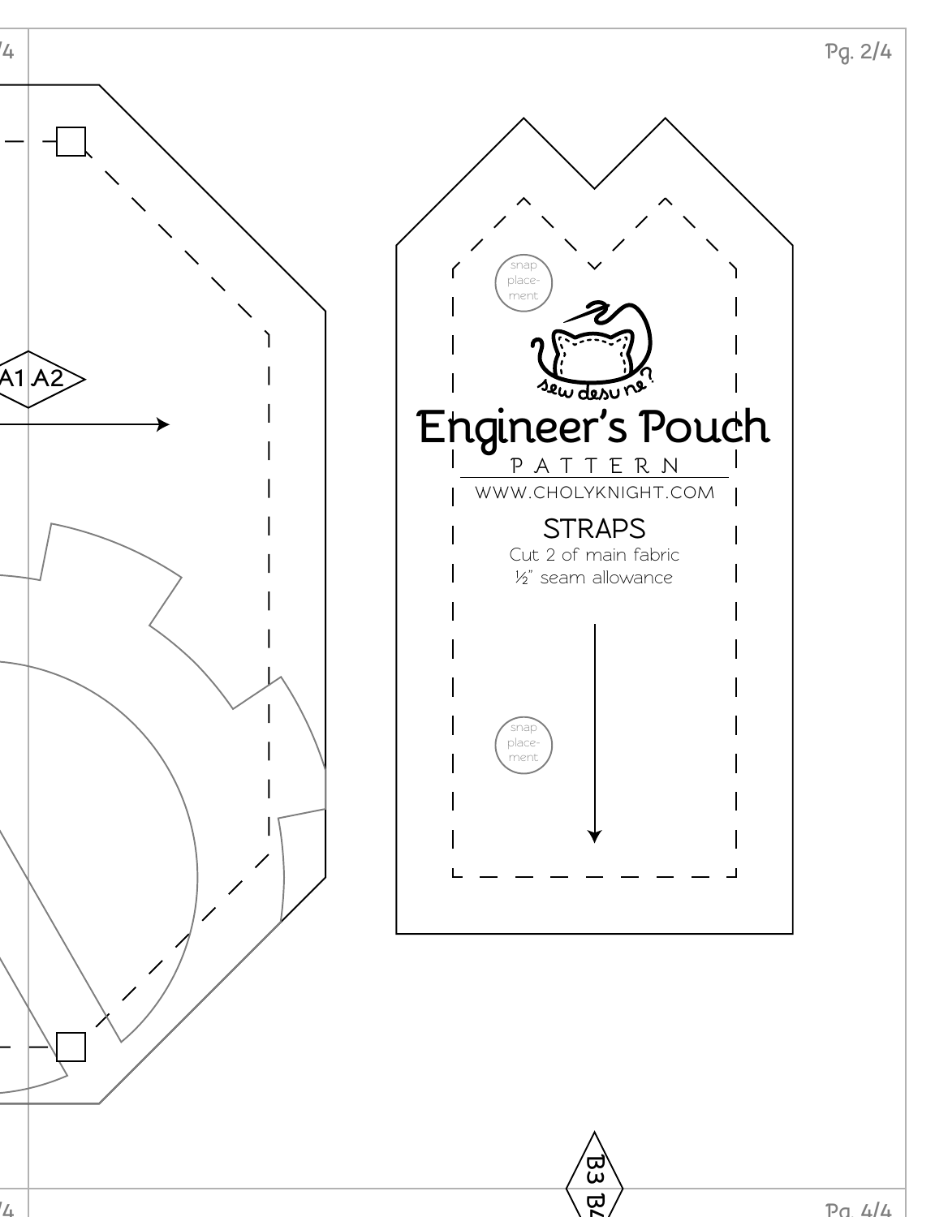A1 A2

snap placement

# Engineer's Pouch

PATTERN

WWW.CHOLYKNIGHT.COM

## STRAPS

Cut 2 of main fabric
½" seam allowance

snap placement

B3 B4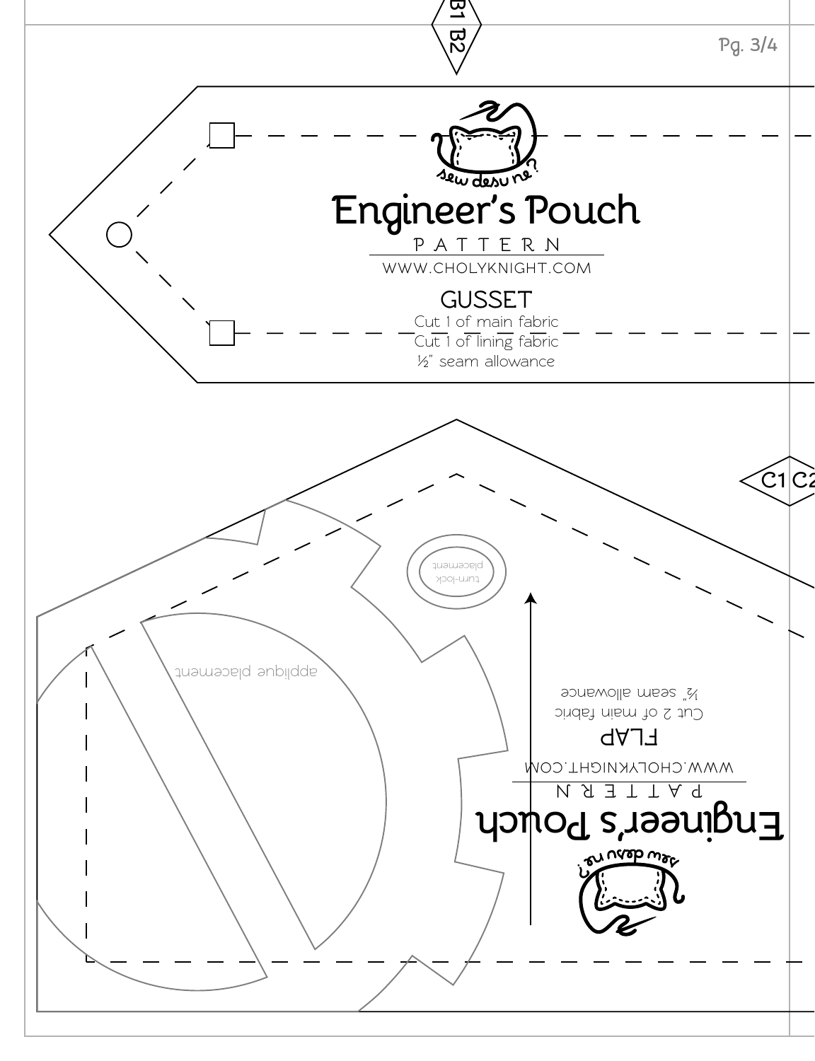B1 B2

sew desu ne?

# Engineer's Pouch

PATTERN

WWW.CHOLYKNIGHT.COM

## GUSSET

Cut 1 of main fabric

Cut 1 of lining fabric

½" seam allowance

C1 C2

turn-lock placement

applique placement

sew desu ne?

# Engineer's Pouch

PATTERN

WWW.CHOLYKNIGHT.COM

## FLAP

Cut 2 of main fabric

½" seam allowance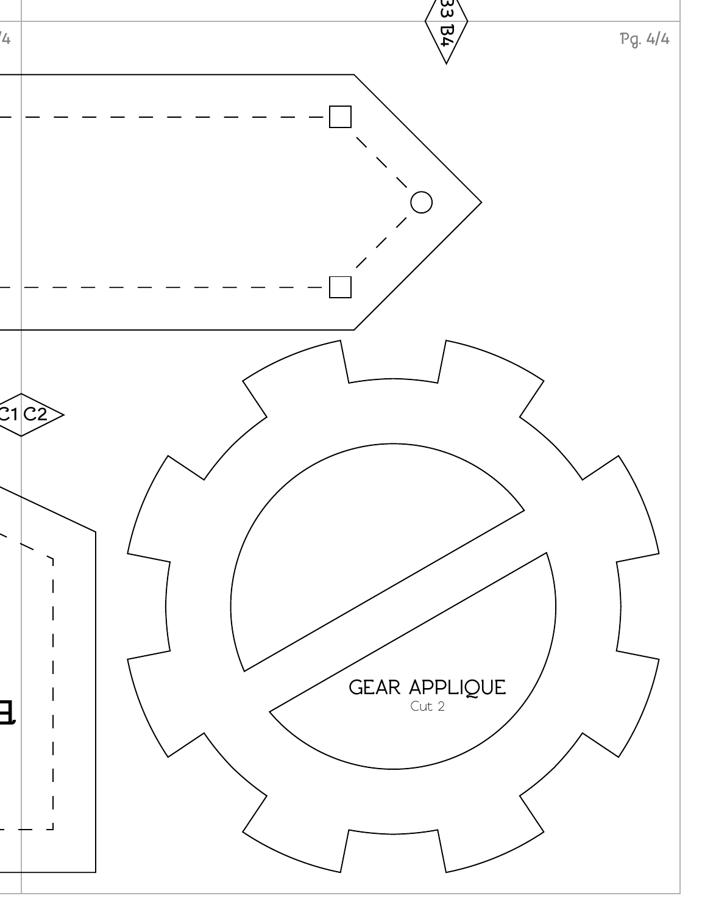B3 B4

C1 C2

GEAR APPLIQUE

Cut 2